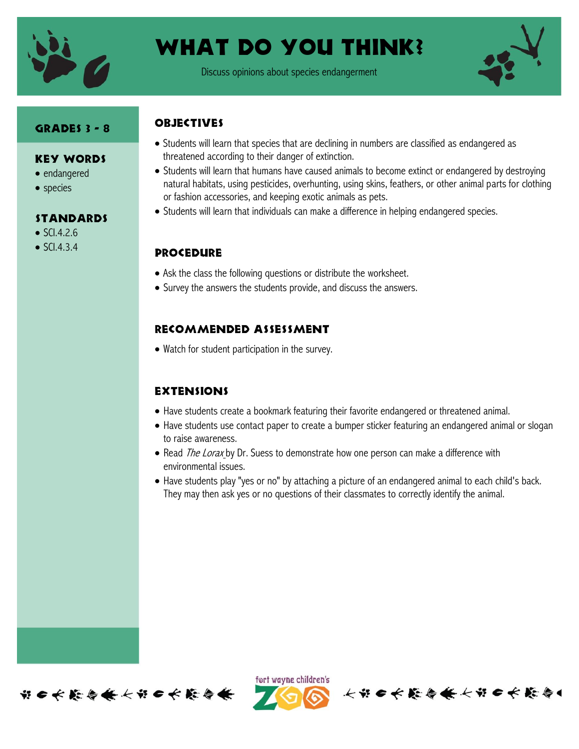# What Do You Think?

Discuss opinions about species endangerment

## Grades 3 - 8

## Key Words

- endangered
- species

## Standards

- SCI.4.2.6
- SCI.4.3.4

## Objectives

- Students will learn that species that are declining in numbers are classified as endangered as threatened according to their danger of extinction.
- Students will learn that humans have caused animals to become extinct or endangered by destroying natural habitats, using pesticides, overhunting, using skins, feathers, or other animal parts for clothing or fashion accessories, and keeping exotic animals as pets.
- Students will learn that individuals can make a difference in helping endangered species.

## Procedure

- Ask the class the following questions or distribute the worksheet.
- Survey the answers the students provide, and discuss the answers.

## Recommended Assessment

- Watch for student participation in the survey.

## Extensions

- Have students create a bookmark featuring their favorite endangered or threatened animal.
- Have students use contact paper to create a bumper sticker featuring an endangered animal or slogan to raise awareness.
- Read *The Lorax* by Dr. Suess to demonstrate how one person can make a difference with environmental issues.
- Have students play "yes or no" by attaching a picture of an endangered animal to each child's back. They may then ask yes or no questions of their classmates to correctly identify the animal.

fort wayne children's ZOO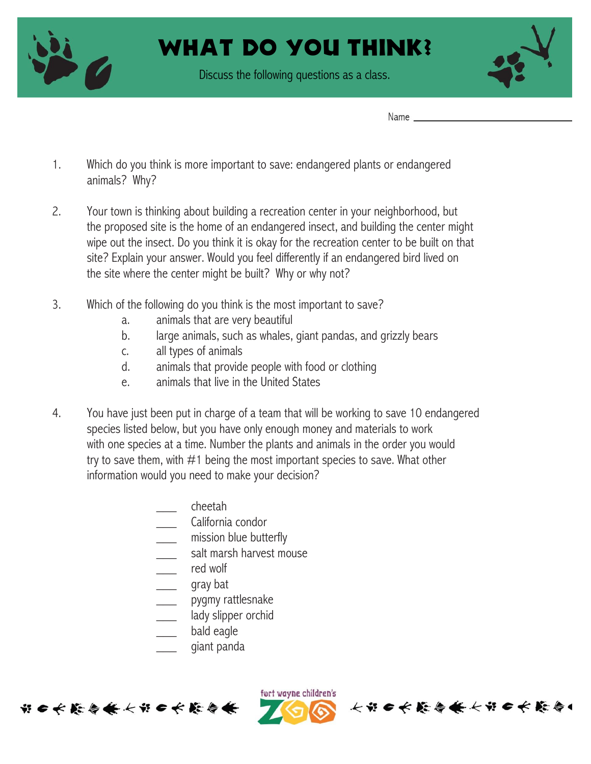# WHAT DO YOU THINK?

Discuss the following questions as a class.

Name ____________________

1. Which do you think is more important to save: endangered plants or endangered animals? Why?

2. Your town is thinking about building a recreation center in your neighborhood, but the proposed site is the home of an endangered insect, and building the center might wipe out the insect. Do you think it is okay for the recreation center to be built on that site? Explain your answer. Would you feel differently if an endangered bird lived on the site where the center might be built? Why or why not?

3. Which of the following do you think is the most important to save?
   a. animals that are very beautiful
   b. large animals, such as whales, giant pandas, and grizzly bears
   c. all types of animals
   d. animals that provide people with food or clothing
   e. animals that live in the United States

4. You have just been put in charge of a team that will be working to save 10 endangered species listed below, but you have only enough money and materials to work with one species at a time. Number the plants and animals in the order you would try to save them, with #1 being the most important species to save. What other information would you need to make your decision?

   ____ cheetah
   ____ California condor
   ____ mission blue butterfly
   ____ salt marsh harvest mouse
   ____ red wolf
   ____ gray bat
   ____ pygmy rattlesnake
   ____ lady slipper orchid
   ____ bald eagle
   ____ giant panda

fort wayne children's ZOO